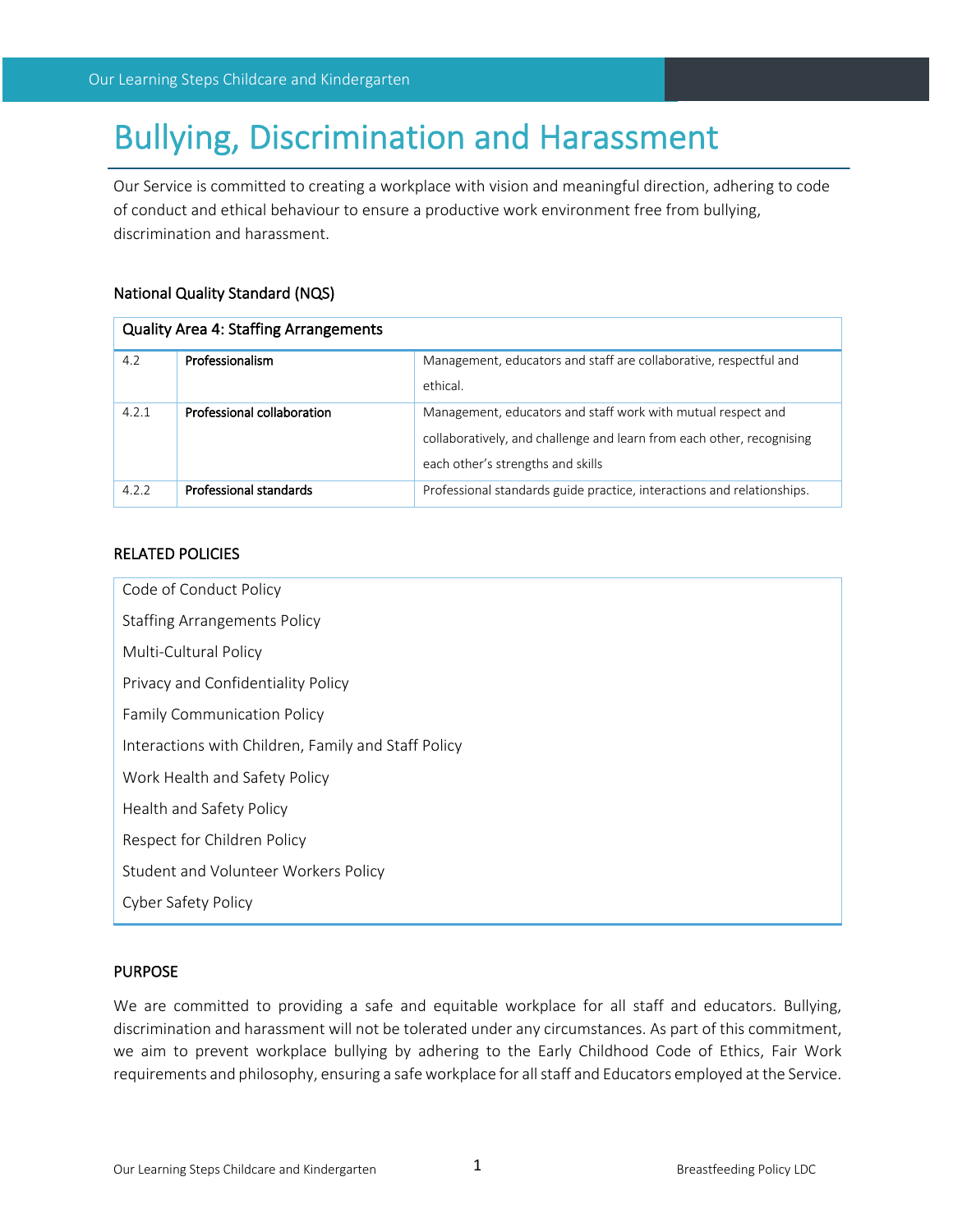# Bullying, Discrimination and Harassment

Our Service is committed to creating a workplace with vision and meaningful direction, adhering to code of conduct and ethical behaviour to ensure a productive work environment free from bullying, discrimination and harassment.

## National Quality Standard (NQS)

| Quality Area 4: Staffing Arrangements | | |
|---|---|---|
| 4.2 | **Professionalism** | Management, educators and staff are collaborative, respectful and ethical. |
| 4.2.1 | **Professional collaboration** | Management, educators and staff work with mutual respect and collaboratively, and challenge and learn from each other, recognising each other's strengths and skills |
| 4.2.2 | **Professional standards** | Professional standards guide practice, interactions and relationships. |

## RELATED POLICIES

| |
|---|
| Code of Conduct Policy |
| Staffing Arrangements Policy |
| Multi-Cultural Policy |
| Privacy and Confidentiality Policy |
| Family Communication Policy |
| Interactions with Children, Family and Staff Policy |
| Work Health and Safety Policy |
| Health and Safety Policy |
| Respect for Children Policy |
| Student and Volunteer Workers Policy |
| Cyber Safety Policy |

## PURPOSE

We are committed to providing a safe and equitable workplace for all staff and educators. Bullying, discrimination and harassment will not be tolerated under any circumstances. As part of this commitment, we aim to prevent workplace bullying by adhering to the Early Childhood Code of Ethics, Fair Work requirements and philosophy, ensuring a safe workplace for all staff and Educators employed at the Service.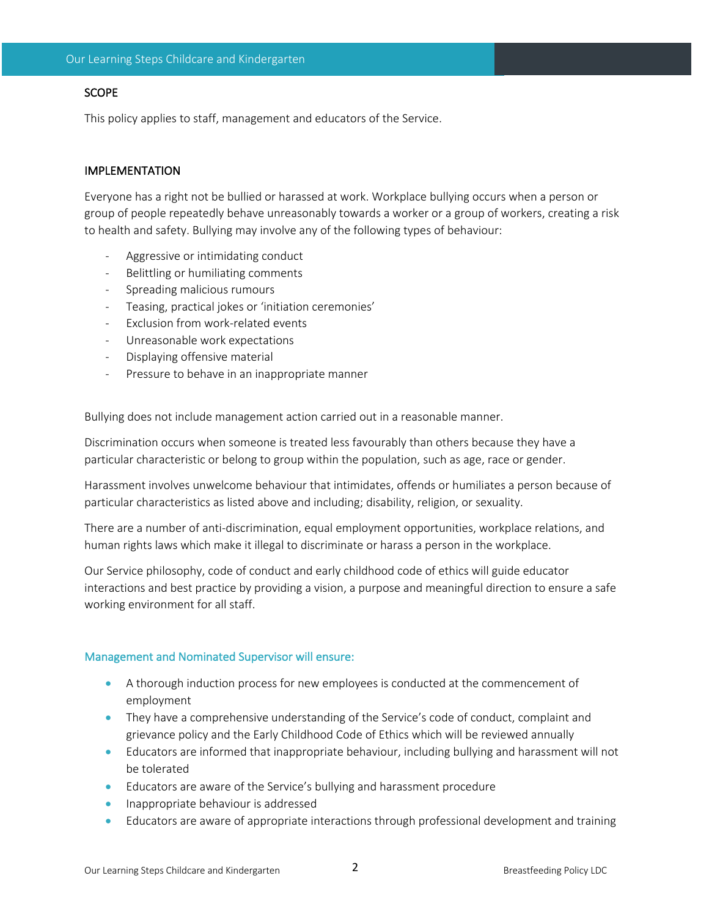## SCOPE

This policy applies to staff, management and educators of the Service.

## IMPLEMENTATION

Everyone has a right not be bullied or harassed at work. Workplace bullying occurs when a person or group of people repeatedly behave unreasonably towards a worker or a group of workers, creating a risk to health and safety. Bullying may involve any of the following types of behaviour:

- Aggressive or intimidating conduct
- Belittling or humiliating comments
- Spreading malicious rumours
- Teasing, practical jokes or 'initiation ceremonies'
- Exclusion from work-related events
- Unreasonable work expectations
- Displaying offensive material
- Pressure to behave in an inappropriate manner

Bullying does not include management action carried out in a reasonable manner.

Discrimination occurs when someone is treated less favourably than others because they have a particular characteristic or belong to group within the population, such as age, race or gender.

Harassment involves unwelcome behaviour that intimidates, offends or humiliates a person because of particular characteristics as listed above and including; disability, religion, or sexuality.

There are a number of anti-discrimination, equal employment opportunities, workplace relations, and human rights laws which make it illegal to discriminate or harass a person in the workplace.

Our Service philosophy, code of conduct and early childhood code of ethics will guide educator interactions and best practice by providing a vision, a purpose and meaningful direction to ensure a safe working environment for all staff.

### Management and Nominated Supervisor will ensure:

- A thorough induction process for new employees is conducted at the commencement of employment
- They have a comprehensive understanding of the Service's code of conduct, complaint and grievance policy and the Early Childhood Code of Ethics which will be reviewed annually
- Educators are informed that inappropriate behaviour, including bullying and harassment will not be tolerated
- Educators are aware of the Service's bullying and harassment procedure
- Inappropriate behaviour is addressed
- Educators are aware of appropriate interactions through professional development and training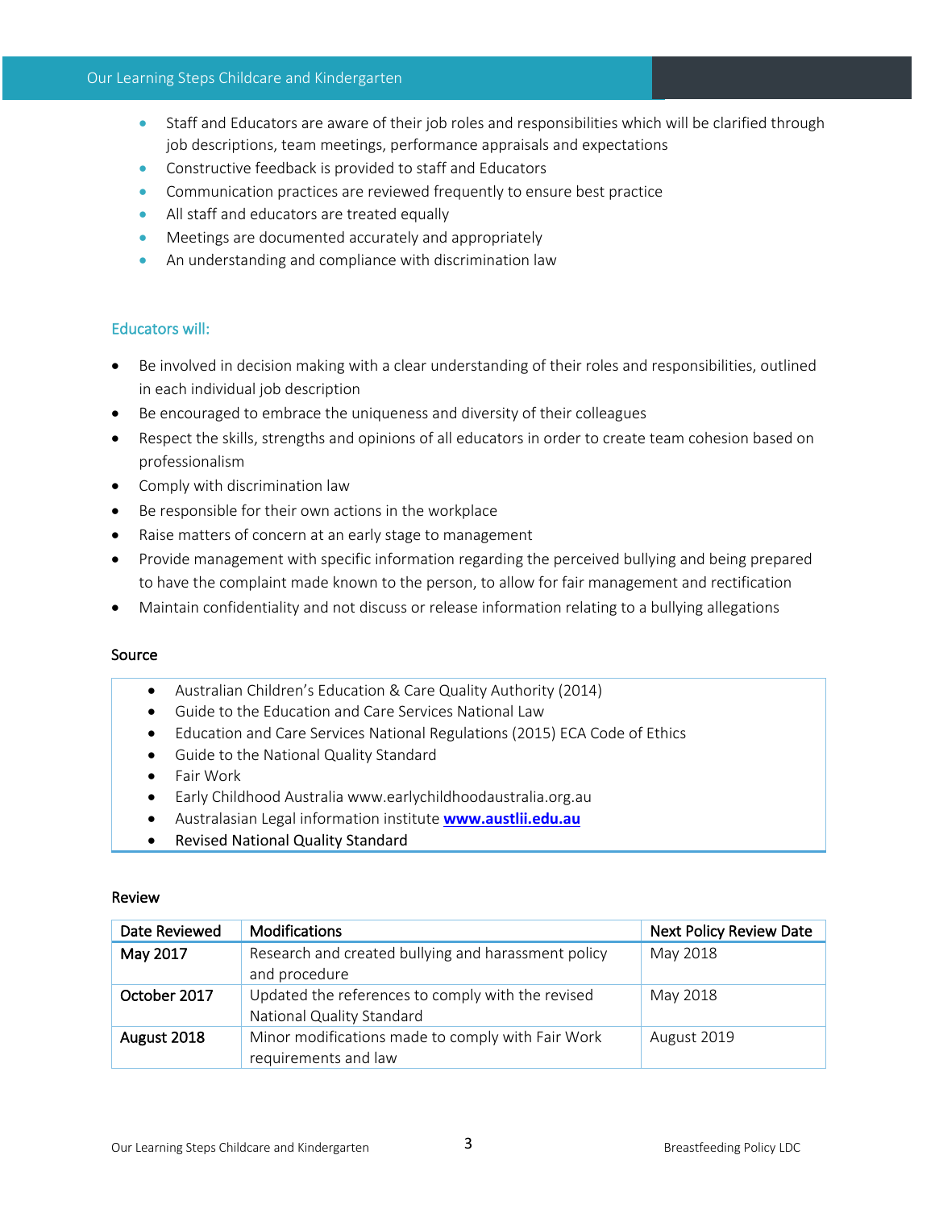- Staff and Educators are aware of their job roles and responsibilities which will be clarified through job descriptions, team meetings, performance appraisals and expectations
- Constructive feedback is provided to staff and Educators
- Communication practices are reviewed frequently to ensure best practice
- All staff and educators are treated equally
- Meetings are documented accurately and appropriately
- An understanding and compliance with discrimination law

### Educators will:

- Be involved in decision making with a clear understanding of their roles and responsibilities, outlined in each individual job description
- Be encouraged to embrace the uniqueness and diversity of their colleagues
- Respect the skills, strengths and opinions of all educators in order to create team cohesion based on professionalism
- Comply with discrimination law
- Be responsible for their own actions in the workplace
- Raise matters of concern at an early stage to management
- Provide management with specific information regarding the perceived bullying and being prepared to have the complaint made known to the person, to allow for fair management and rectification
- Maintain confidentiality and not discuss or release information relating to a bullying allegations

### Source

- Australian Children's Education & Care Quality Authority (2014)
- Guide to the Education and Care Services National Law
- Education and Care Services National Regulations (2015) ECA Code of Ethics
- Guide to the National Quality Standard
- Fair Work
- Early Childhood Australia www.earlychildhoodaustralia.org.au
- Australasian Legal information institute **www.austlii.edu.au**
- Revised National Quality Standard

### Review

| Date Reviewed | Modifications | Next Policy Review Date |
|---|---|---|
| **May 2017** | Research and created bullying and harassment policy and procedure | May 2018 |
| **October 2017** | Updated the references to comply with the revised National Quality Standard | May 2018 |
| **August 2018** | Minor modifications made to comply with Fair Work requirements and law | August 2019 |